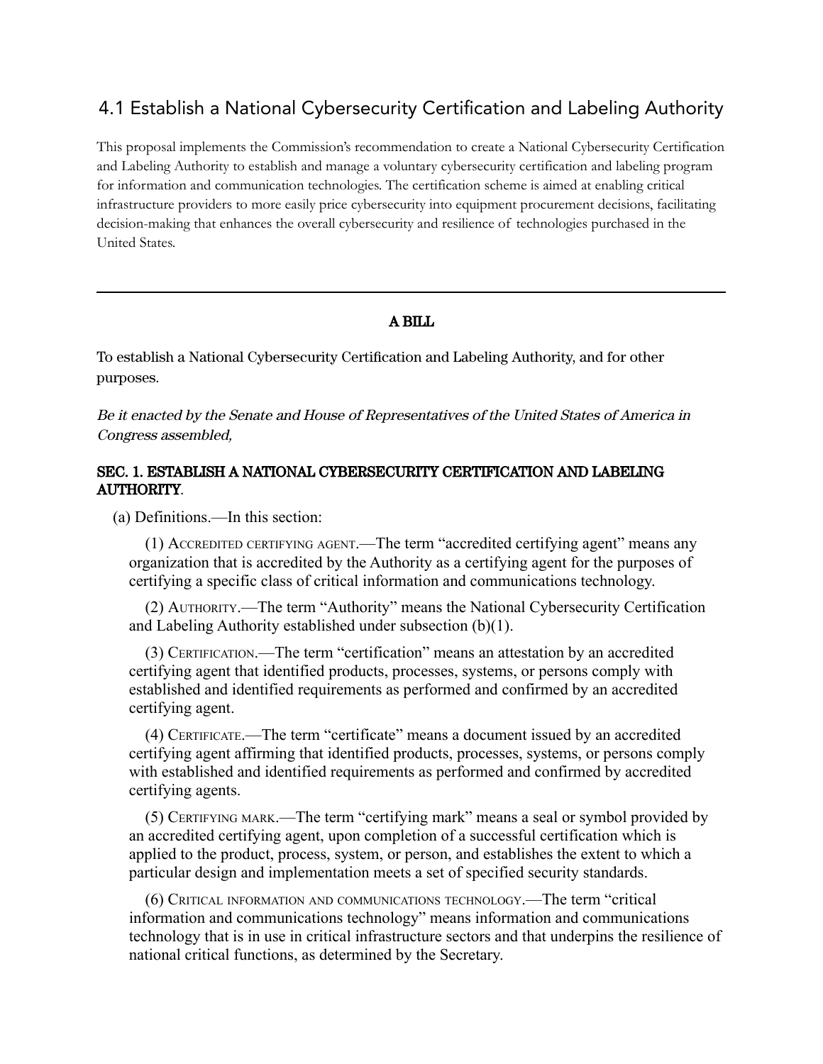## 4.1 Establish a National Cybersecurity Certification and Labeling Authority

This proposal implements the Commission's recommendation to create a National Cybersecurity Certification and Labeling Authority to establish and manage a voluntary cybersecurity certification and labeling program for information and communication technologies. The certification scheme is aimed at enabling critical infrastructure providers to more easily price cybersecurity into equipment procurement decisions, facilitating decision-making that enhances the overall cybersecurity and resilience of technologies purchased in the United States.

---

**A BILL**

To establish a National Cybersecurity Certification and Labeling Authority, and for other purposes.

*Be it enacted by the Senate and House of Representatives of the United States of America in Congress assembled,*

### SEC. 1. ESTABLISH A NATIONAL CYBERSECURITY CERTIFICATION AND LABELING AUTHORITY.

(a) Definitions.—In this section:

(1) ACCREDITED CERTIFYING AGENT.—The term "accredited certifying agent" means any organization that is accredited by the Authority as a certifying agent for the purposes of certifying a specific class of critical information and communications technology.

(2) AUTHORITY.—The term "Authority" means the National Cybersecurity Certification and Labeling Authority established under subsection (b)(1).

(3) CERTIFICATION.—The term "certification" means an attestation by an accredited certifying agent that identified products, processes, systems, or persons comply with established and identified requirements as performed and confirmed by an accredited certifying agent.

(4) CERTIFICATE.—The term "certificate" means a document issued by an accredited certifying agent affirming that identified products, processes, systems, or persons comply with established and identified requirements as performed and confirmed by accredited certifying agents.

(5) CERTIFYING MARK.—The term "certifying mark" means a seal or symbol provided by an accredited certifying agent, upon completion of a successful certification which is applied to the product, process, system, or person, and establishes the extent to which a particular design and implementation meets a set of specified security standards.

(6) CRITICAL INFORMATION AND COMMUNICATIONS TECHNOLOGY.—The term "critical information and communications technology" means information and communications technology that is in use in critical infrastructure sectors and that underpins the resilience of national critical functions, as determined by the Secretary.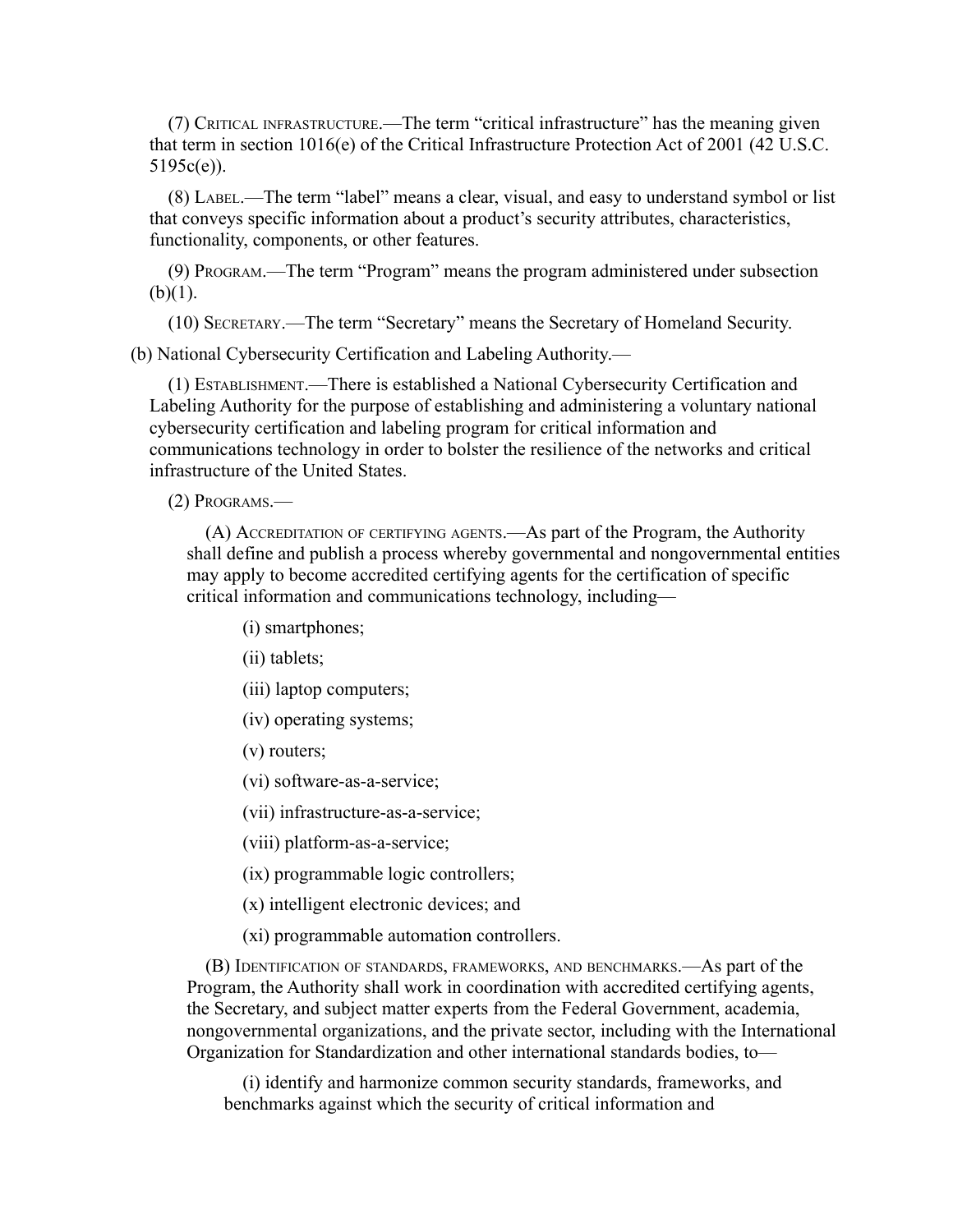(7) Critical infrastructure.—The term “critical infrastructure” has the meaning given that term in section 1016(e) of the Critical Infrastructure Protection Act of 2001 (42 U.S.C. 5195c(e)).

(8) Label.—The term “label” means a clear, visual, and easy to understand symbol or list that conveys specific information about a product’s security attributes, characteristics, functionality, components, or other features.

(9) Program.—The term “Program” means the program administered under subsection (b)(1).

(10) Secretary.—The term “Secretary” means the Secretary of Homeland Security.

(b) National Cybersecurity Certification and Labeling Authority.—

(1) Establishment.—There is established a National Cybersecurity Certification and Labeling Authority for the purpose of establishing and administering a voluntary national cybersecurity certification and labeling program for critical information and communications technology in order to bolster the resilience of the networks and critical infrastructure of the United States.

(2) Programs.—

(A) Accreditation of certifying agents.—As part of the Program, the Authority shall define and publish a process whereby governmental and nongovernmental entities may apply to become accredited certifying agents for the certification of specific critical information and communications technology, including—

(i) smartphones;

(ii) tablets;

(iii) laptop computers;

(iv) operating systems;

(v) routers;

(vi) software-as-a-service;

(vii) infrastructure-as-a-service;

(viii) platform-as-a-service;

(ix) programmable logic controllers;

(x) intelligent electronic devices; and

(xi) programmable automation controllers.

(B) Identification of standards, frameworks, and benchmarks.—As part of the Program, the Authority shall work in coordination with accredited certifying agents, the Secretary, and subject matter experts from the Federal Government, academia, nongovernmental organizations, and the private sector, including with the International Organization for Standardization and other international standards bodies, to—

(i) identify and harmonize common security standards, frameworks, and benchmarks against which the security of critical information and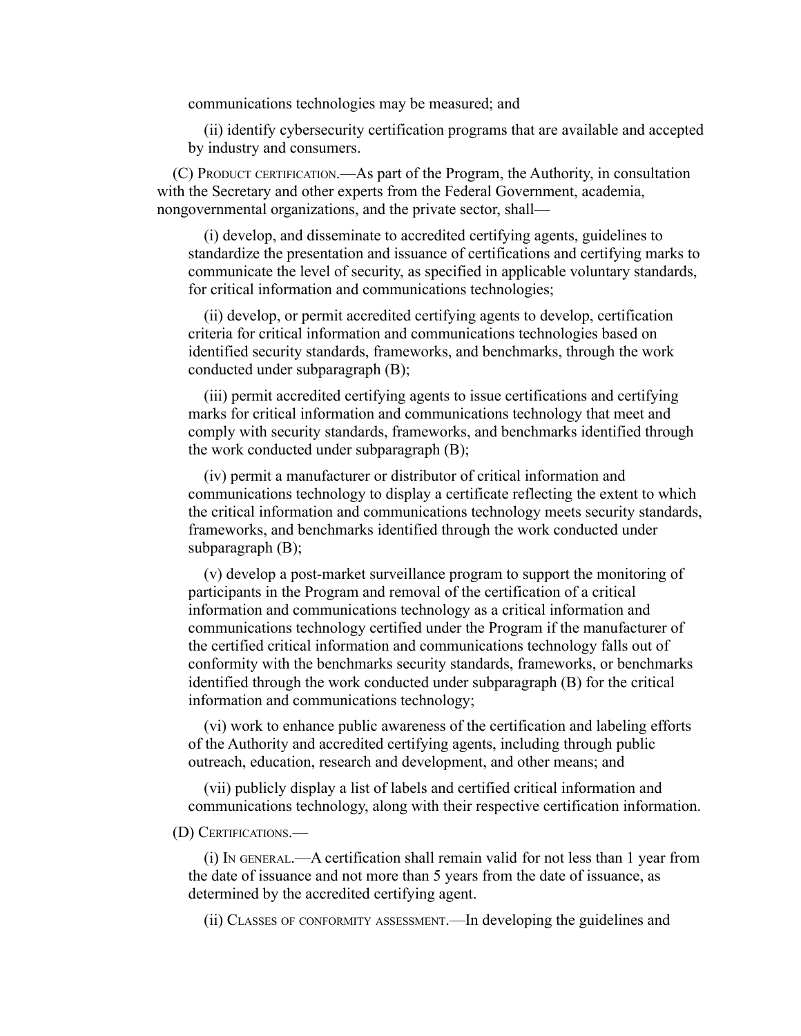communications technologies may be measured; and

(ii) identify cybersecurity certification programs that are available and accepted by industry and consumers.

(C) Product certification.—As part of the Program, the Authority, in consultation with the Secretary and other experts from the Federal Government, academia, nongovernmental organizations, and the private sector, shall—

(i) develop, and disseminate to accredited certifying agents, guidelines to standardize the presentation and issuance of certifications and certifying marks to communicate the level of security, as specified in applicable voluntary standards, for critical information and communications technologies;

(ii) develop, or permit accredited certifying agents to develop, certification criteria for critical information and communications technologies based on identified security standards, frameworks, and benchmarks, through the work conducted under subparagraph (B);

(iii) permit accredited certifying agents to issue certifications and certifying marks for critical information and communications technology that meet and comply with security standards, frameworks, and benchmarks identified through the work conducted under subparagraph (B);

(iv) permit a manufacturer or distributor of critical information and communications technology to display a certificate reflecting the extent to which the critical information and communications technology meets security standards, frameworks, and benchmarks identified through the work conducted under subparagraph (B);

(v) develop a post-market surveillance program to support the monitoring of participants in the Program and removal of the certification of a critical information and communications technology as a critical information and communications technology certified under the Program if the manufacturer of the certified critical information and communications technology falls out of conformity with the benchmarks security standards, frameworks, or benchmarks identified through the work conducted under subparagraph (B) for the critical information and communications technology;

(vi) work to enhance public awareness of the certification and labeling efforts of the Authority and accredited certifying agents, including through public outreach, education, research and development, and other means; and

(vii) publicly display a list of labels and certified critical information and communications technology, along with their respective certification information.

(D) Certifications.—

(i) In general.—A certification shall remain valid for not less than 1 year from the date of issuance and not more than 5 years from the date of issuance, as determined by the accredited certifying agent.

(ii) Classes of conformity assessment.—In developing the guidelines and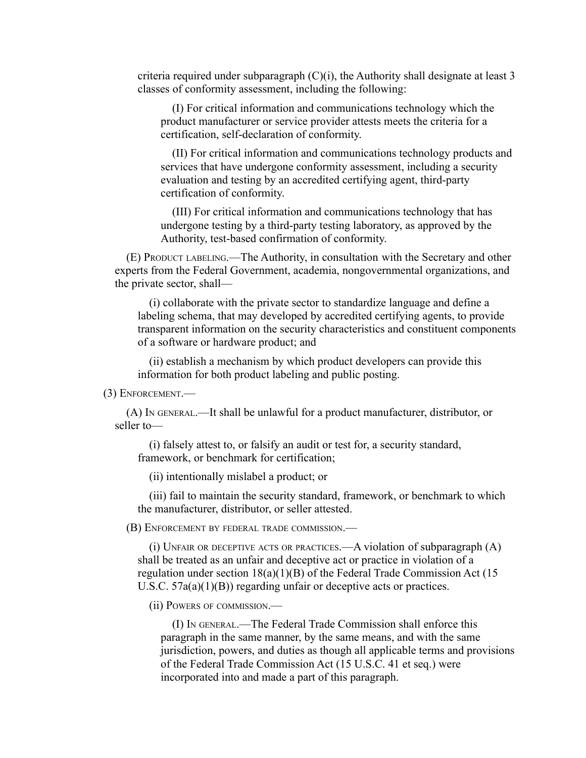criteria required under subparagraph (C)(i), the Authority shall designate at least 3 classes of conformity assessment, including the following:

(I) For critical information and communications technology which the product manufacturer or service provider attests meets the criteria for a certification, self-declaration of conformity.

(II) For critical information and communications technology products and services that have undergone conformity assessment, including a security evaluation and testing by an accredited certifying agent, third-party certification of conformity.

(III) For critical information and communications technology that has undergone testing by a third-party testing laboratory, as approved by the Authority, test-based confirmation of conformity.

(E) Product labeling.—The Authority, in consultation with the Secretary and other experts from the Federal Government, academia, nongovernmental organizations, and the private sector, shall—

(i) collaborate with the private sector to standardize language and define a labeling schema, that may developed by accredited certifying agents, to provide transparent information on the security characteristics and constituent components of a software or hardware product; and

(ii) establish a mechanism by which product developers can provide this information for both product labeling and public posting.

(3) Enforcement.—

(A) In general.—It shall be unlawful for a product manufacturer, distributor, or seller to—

(i) falsely attest to, or falsify an audit or test for, a security standard, framework, or benchmark for certification;

(ii) intentionally mislabel a product; or

(iii) fail to maintain the security standard, framework, or benchmark to which the manufacturer, distributor, or seller attested.

(B) Enforcement by federal trade commission.—

(i) Unfair or deceptive acts or practices.—A violation of subparagraph (A) shall be treated as an unfair and deceptive act or practice in violation of a regulation under section 18(a)(1)(B) of the Federal Trade Commission Act (15 U.S.C. 57a(a)(1)(B)) regarding unfair or deceptive acts or practices.

(ii) Powers of commission.—

(I) In general.—The Federal Trade Commission shall enforce this paragraph in the same manner, by the same means, and with the same jurisdiction, powers, and duties as though all applicable terms and provisions of the Federal Trade Commission Act (15 U.S.C. 41 et seq.) were incorporated into and made a part of this paragraph.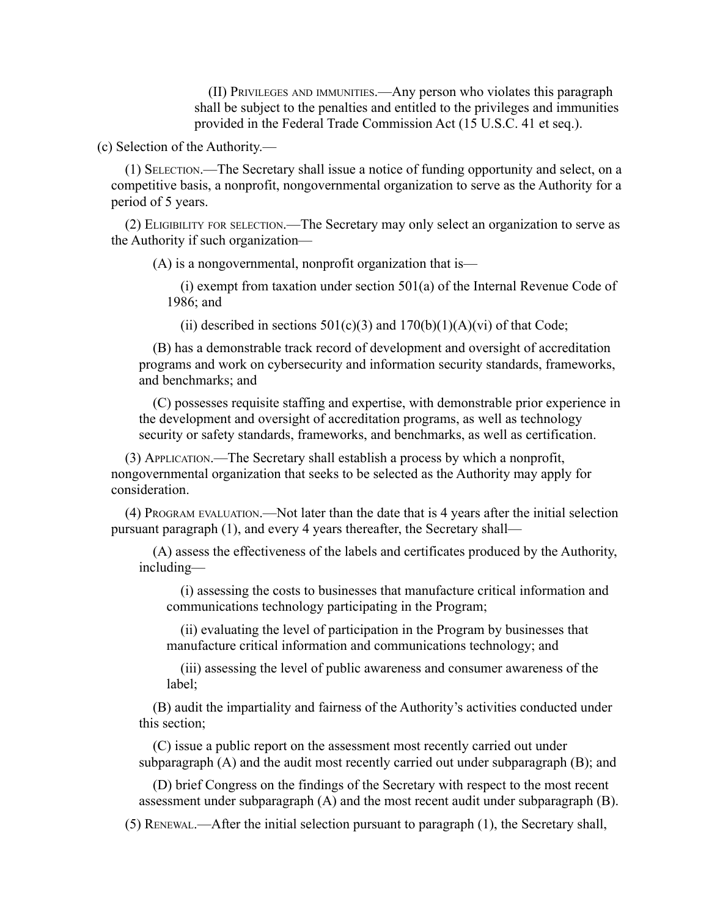(II) Privileges and immunities.—Any person who violates this paragraph shall be subject to the penalties and entitled to the privileges and immunities provided in the Federal Trade Commission Act (15 U.S.C. 41 et seq.).

(c) Selection of the Authority.—

(1) Selection.—The Secretary shall issue a notice of funding opportunity and select, on a competitive basis, a nonprofit, nongovernmental organization to serve as the Authority for a period of 5 years.

(2) Eligibility for selection.—The Secretary may only select an organization to serve as the Authority if such organization—

(A) is a nongovernmental, nonprofit organization that is—

(i) exempt from taxation under section 501(a) of the Internal Revenue Code of 1986; and

(ii) described in sections 501(c)(3) and 170(b)(1)(A)(vi) of that Code;

(B) has a demonstrable track record of development and oversight of accreditation programs and work on cybersecurity and information security standards, frameworks, and benchmarks; and

(C) possesses requisite staffing and expertise, with demonstrable prior experience in the development and oversight of accreditation programs, as well as technology security or safety standards, frameworks, and benchmarks, as well as certification.

(3) Application.—The Secretary shall establish a process by which a nonprofit, nongovernmental organization that seeks to be selected as the Authority may apply for consideration.

(4) Program evaluation.—Not later than the date that is 4 years after the initial selection pursuant paragraph (1), and every 4 years thereafter, the Secretary shall—

(A) assess the effectiveness of the labels and certificates produced by the Authority, including—

(i) assessing the costs to businesses that manufacture critical information and communications technology participating in the Program;

(ii) evaluating the level of participation in the Program by businesses that manufacture critical information and communications technology; and

(iii) assessing the level of public awareness and consumer awareness of the label;

(B) audit the impartiality and fairness of the Authority's activities conducted under this section;

(C) issue a public report on the assessment most recently carried out under subparagraph (A) and the audit most recently carried out under subparagraph (B); and

(D) brief Congress on the findings of the Secretary with respect to the most recent assessment under subparagraph (A) and the most recent audit under subparagraph (B).

(5) Renewal.—After the initial selection pursuant to paragraph (1), the Secretary shall,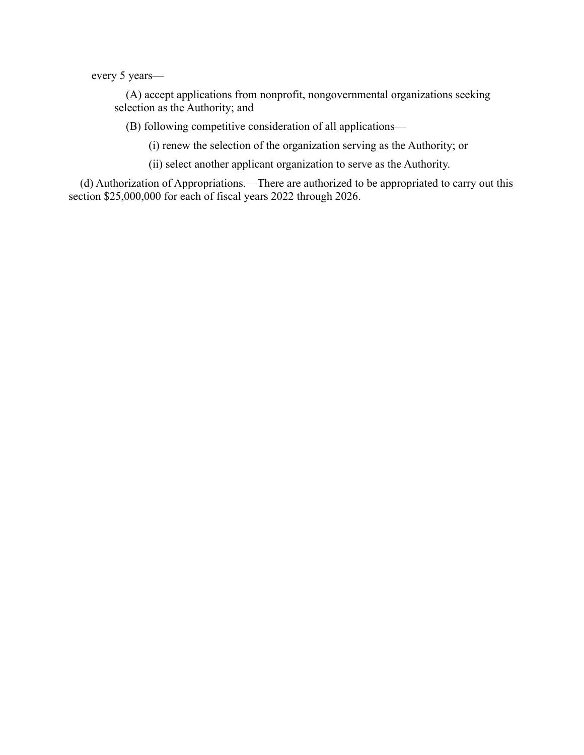every 5 years—

(A) accept applications from nonprofit, nongovernmental organizations seeking selection as the Authority; and

(B) following competitive consideration of all applications—

(i) renew the selection of the organization serving as the Authority; or

(ii) select another applicant organization to serve as the Authority.

(d) Authorization of Appropriations.—There are authorized to be appropriated to carry out this section $25,000,000 for each of fiscal years 2022 through 2026.